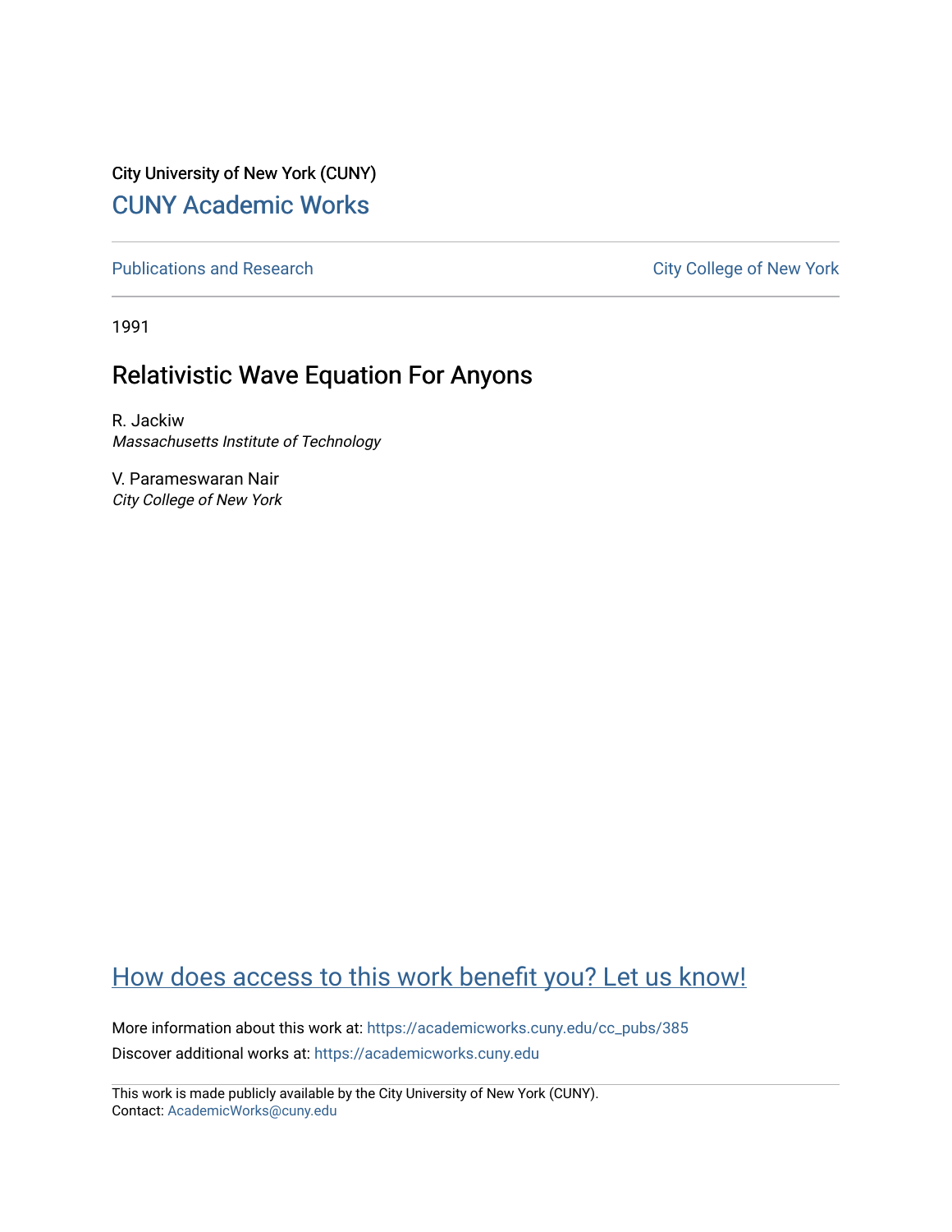City University of New York (CUNY)

[CUNY Academic Works](https://academicworks.cuny.edu)

[Publications and Research](https://academicworks.cuny.edu/cc_pubs) | [City College of New York](https://academicworks.cuny.edu/cc)

1991

# Relativistic Wave Equation For Anyons

R. Jackiw
*Massachusetts Institute of Technology*

V. Parameswaran Nair
*City College of New York*

## How does access to this work benefit you? Let us know!

More information about this work at: https://academicworks.cuny.edu/cc_pubs/385

Discover additional works at: https://academicworks.cuny.edu

This work is made publicly available by the City University of New York (CUNY).
Contact: AcademicWorks@cuny.edu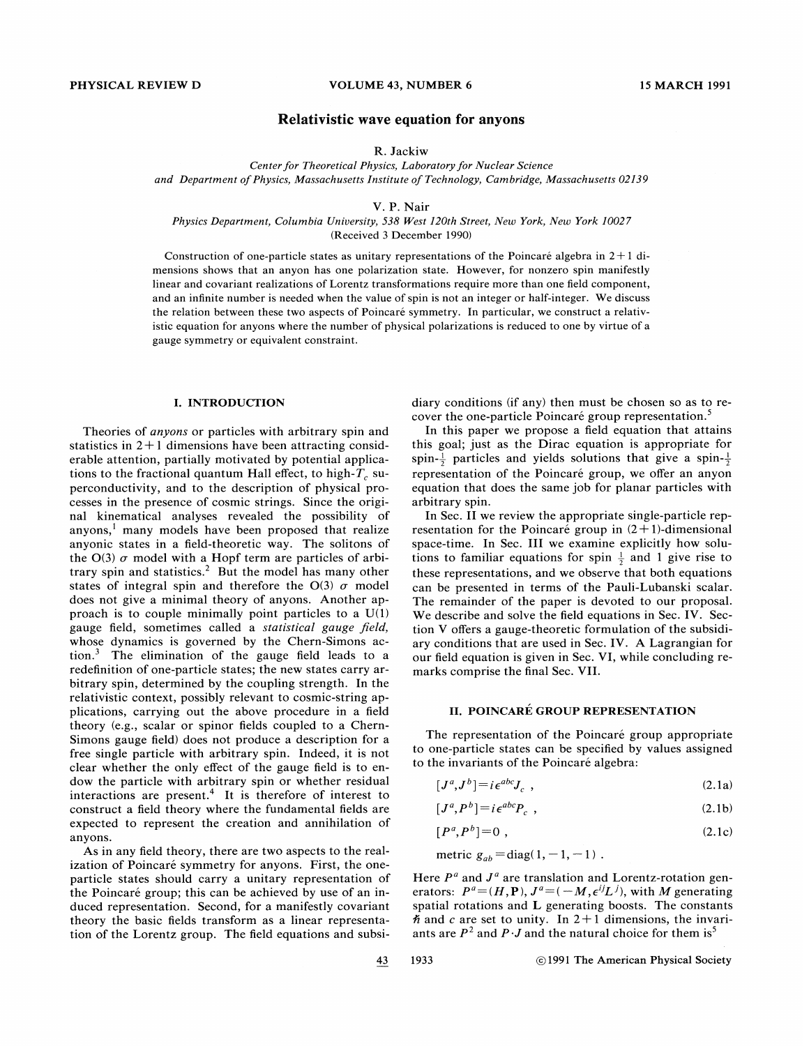# Relativistic wave equation for anyons

R. Jackiw

*Center for Theoretical Physics, Laboratory for Nuclear Science and Department of Physics, Massachusetts Institute of Technology, Cambridge, Massachusetts 02139*

V. P. Nair

*Physics Department, Columbia University, 538 West 120th Street, New York, New York 10027*

(Received 3 December 1990)

Construction of one-particle states as unitary representations of the Poincaré algebra in 2+1 dimensions shows that an anyon has one polarization state. However, for nonzero spin manifestly linear and covariant realizations of Lorentz transformations require more than one field component, and an infinite number is needed when the value of spin is not an integer or half-integer. We discuss the relation between these two aspects of Poincaré symmetry. In particular, we construct a relativistic equation for anyons where the number of physical polarizations is reduced to one by virtue of a gauge symmetry or equivalent constraint.

## I. INTRODUCTION

Theories of *anyons* or particles with arbitrary spin and statistics in 2+1 dimensions have been attracting considerable attention, partially motivated by potential applications to the fractional quantum Hall effect, to high-$T_c$ superconductivity, and to the description of physical processes in the presence of cosmic strings. Since the original kinematical analyses revealed the possibility of anyons,[1] many models have been proposed that realize anyonic states in a field-theoretic way. The solitons of the O(3) $\sigma$ model with a Hopf term are particles of arbitrary spin and statistics.[2] But the model has many other states of integral spin and therefore the O(3) $\sigma$ model does not give a minimal theory of anyons. Another approach is to couple minimally point particles to a U(1) gauge field, sometimes called a *statistical gauge field*, whose dynamics is governed by the Chern-Simons action.[3] The elimination of the gauge field leads to a redefinition of one-particle states; the new states carry arbitrary spin, determined by the coupling strength. In the relativistic context, possibly relevant to cosmic-string applications, carrying out the above procedure in a field theory (e.g., scalar or spinor fields coupled to a Chern-Simons gauge field) does not produce a description for a free single particle with arbitrary spin. Indeed, it is not clear whether the only effect of the gauge field is to endow the particle with arbitrary spin or whether residual interactions are present.[4] It is therefore of interest to construct a field theory where the fundamental fields are expected to represent the creation and annihilation of anyons.

As in any field theory, there are two aspects to the realization of Poincaré symmetry for anyons. First, the one-particle states should carry a unitary representation of the Poincaré group; this can be achieved by use of an induced representation. Second, for a manifestly covariant theory the basic fields transform as a linear representation of the Lorentz group. The field equations and subsidiary conditions (if any) then must be chosen so as to recover the one-particle Poincaré group representation.[5]

In this paper we propose a field equation that attains this goal; just as the Dirac equation is appropriate for spin-$\frac{1}{2}$ particles and yields solutions that give a spin-$\frac{1}{2}$ representation of the Poincaré group, we offer an anyon equation that does the same job for planar particles with arbitrary spin.

In Sec. II we review the appropriate single-particle representation for the Poincaré group in (2+1)-dimensional space-time. In Sec. III we examine explicitly how solutions to familiar equations for spin $\frac{1}{2}$ and 1 give rise to these representations, and we observe that both equations can be presented in terms of the Pauli-Lubanski scalar. The remainder of the paper is devoted to our proposal. We describe and solve the field equations in Sec. IV. Section V offers a gauge-theoretic formulation of the subsidiary conditions that are used in Sec. IV. A Lagrangian for our field equation is given in Sec. VI, while concluding remarks comprise the final Sec. VII.

## II. POINCARÉ GROUP REPRESENTATION

The representation of the Poincaré group appropriate to one-particle states can be specified by values assigned to the invariants of the Poincaré algebra:

$$[J^a, J^b] = i\epsilon^{abc} J_c \,, \tag{2.1a}$$

$$[J^a, P^b] = i\epsilon^{abc} P_c \,, \tag{2.1b}$$

$$[P^a, P^b] = 0 \,, \tag{2.1c}$$

$$\text{metric } g_{ab} = \text{diag}(1, -1, -1) \,.$$

Here $P^a$ and $J^a$ are translation and Lorentz-rotation generators: $P^a = (H, \mathbf{P})$, $J^a = (-M, \epsilon^{ij} L^j)$, with $M$ generating spatial rotations and $\mathbf{L}$ generating boosts. The constants $\hbar$ and $c$ are set to unity. In 2+1 dimensions, the invariants are $P^2$ and $P \cdot J$ and the natural choice for them is[5]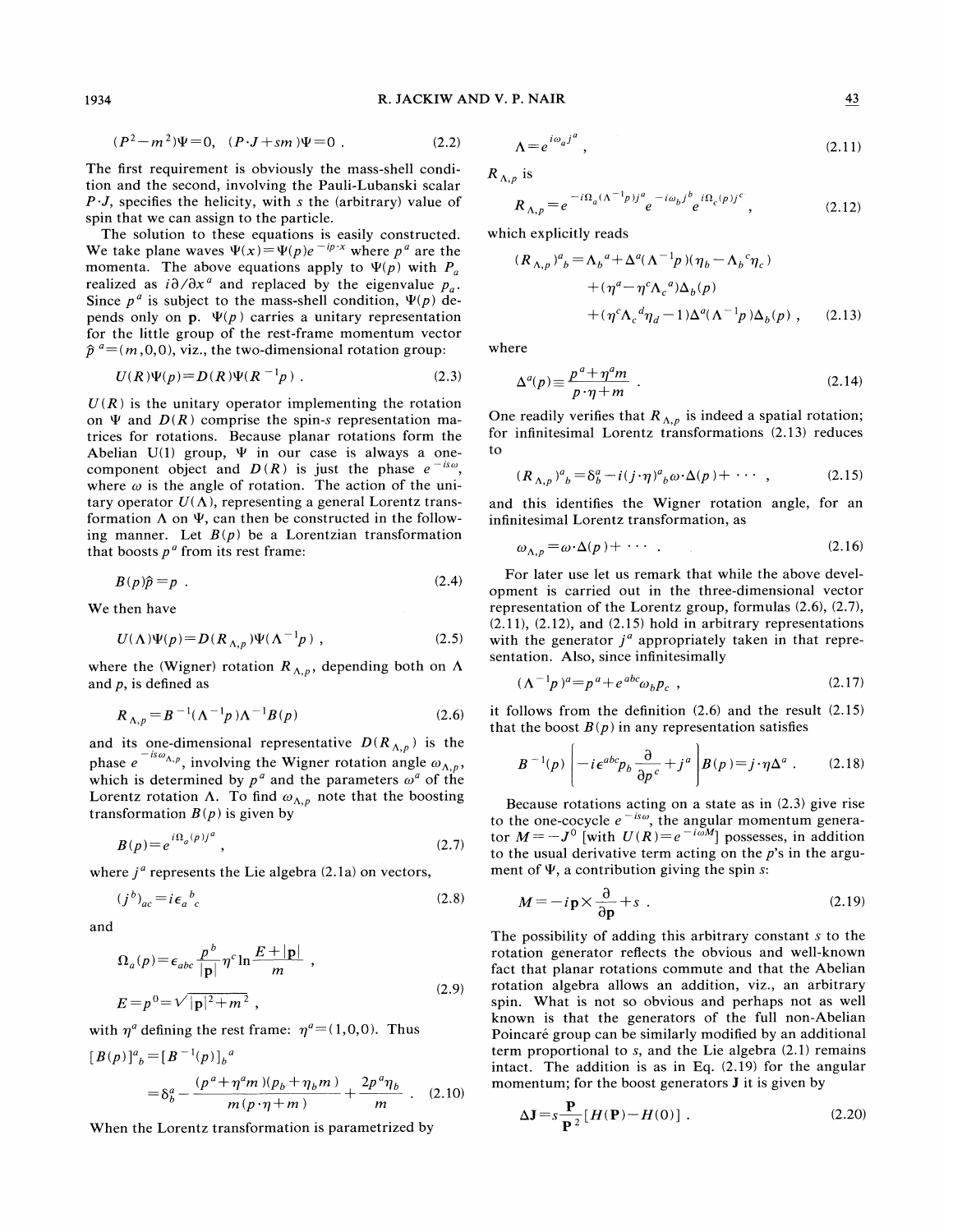$$(P^2 - m^2)\Psi = 0, \quad (P\cdot J + sm)\Psi = 0 \ . \tag{2.2}$$

The first requirement is obviously the mass-shell condition and the second, involving the Pauli-Lubanski scalar $P\cdot J$, specifies the helicity, with $s$ the (arbitrary) value of spin that we can assign to the particle.

The solution to these equations is easily constructed. We take plane waves $\Psi(x) = \Psi(p)e^{-ip\cdot x}$ where $p^a$ are the momenta. The above equations apply to $\Psi(p)$ with $P_a$ realized as $i\partial/\partial x^a$ and replaced by the eigenvalue $p_a$. Since $p^a$ is subject to the mass-shell condition, $\Psi(p)$ depends only on $\mathbf{p}$. $\Psi(p)$ carries a unitary representation for the little group of the rest-frame momentum vector $\hat{p}^a = (m,0,0)$, viz., the two-dimensional rotation group:

$$U(R)\Psi(p) = D(R)\Psi(R^{-1}p) \ . \tag{2.3}$$

$U(R)$ is the unitary operator implementing the rotation on $\Psi$ and $D(R)$ comprise the spin-$s$ representation matrices for rotations. Because planar rotations form the Abelian U(1) group, $\Psi$ in our case is always a one-component object and $D(R)$ is just the phase $e^{-is\omega}$, where $\omega$ is the angle of rotation. The action of the unitary operator $U(\Lambda)$, representing a general Lorentz transformation $\Lambda$ on $\Psi$, can then be constructed in the following manner. Let $B(p)$ be a Lorentzian transformation that boosts $p^a$ from its rest frame:

$$B(p)\hat{p} = p \ . \tag{2.4}$$

We then have

$$U(\Lambda)\Psi(p) = D(R_{\Lambda,p})\Psi(\Lambda^{-1}p) \ , \tag{2.5}$$

where the (Wigner) rotation $R_{\Lambda,p}$, depending both on $\Lambda$ and $p$, is defined as

$$R_{\Lambda,p} = B^{-1}(\Lambda^{-1}p)\Lambda^{-1}B(p) \tag{2.6}$$

and its one-dimensional representative $D(R_{\Lambda,p})$ is the phase $e^{-is\omega_{\Lambda,p}}$, involving the Wigner rotation angle $\omega_{\Lambda,p}$, which is determined by $p^a$ and the parameters $\omega^a$ of the Lorentz rotation $\Lambda$. To find $\omega_{\Lambda,p}$ note that the boosting transformation $B(p)$ is given by

$$B(p) = e^{i\Omega_a(p)j^a} \ , \tag{2.7}$$

where $j^a$ represents the Lie algebra (2.1a) on vectors,

$$(j^b)_{ac} = i\epsilon_a{}^b{}_c \tag{2.8}$$

and

$$\Omega_a(p) = \epsilon_{abc}\frac{p^b}{|\mathbf{p}|}\eta^c \ln\frac{E+|\mathbf{p}|}{m} \ ,$$
$$E = p^0 = \sqrt{|\mathbf{p}|^2 + m^2} \ , \tag{2.9}$$

with $\eta^a$ defining the rest frame: $\eta^a = (1,0,0)$. Thus

$$[B(p)]^a{}_b = [B^{-1}(p)]_b{}^a$$
$$= \delta^a_b - \frac{(p^a + \eta^a m)(p_b + \eta_b m)}{m(p\cdot\eta + m)} + \frac{2p^a\eta_b}{m} \ . \tag{2.10}$$

When the Lorentz transformation is parametrized by

$$\Lambda = e^{i\omega_a j^a} \ , \tag{2.11}$$

$R_{\Lambda,p}$ is

$$R_{\Lambda,p} = e^{-i\Omega_a(\Lambda^{-1}p)j^a}e^{-i\omega_b j^b}e^{i\Omega_c(p)j^c} \ , \tag{2.12}$$

which explicitly reads

$$(R_{\Lambda,p})^a{}_b = \Lambda_b{}^a + \Delta^a(\Lambda^{-1}p)(\eta_b - \Lambda_b{}^c\eta_c)$$
$$+ (\eta^a - \eta^c\Lambda_c{}^a)\Delta_b(p)$$
$$+ (\eta^c\Lambda_c{}^d\eta_d - 1)\Delta^a(\Lambda^{-1}p)\Delta_b(p) \ , \tag{2.13}$$

where

$$\Delta^a(p) \equiv \frac{p^a + \eta^a m}{p\cdot\eta + m} \ . \tag{2.14}$$

One readily verifies that $R_{\Lambda,p}$ is indeed a spatial rotation; for infinitesimal Lorentz transformations (2.13) reduces to

$$(R_{\Lambda,p})^a{}_b = \delta^a_b - i(j\cdot\eta)^a{}_b\omega\cdot\Delta(p) + \cdots \ , \tag{2.15}$$

and this identifies the Wigner rotation angle, for an infinitesimal Lorentz transformation, as

$$\omega_{\Lambda,p} = \omega\cdot\Delta(p) + \cdots \ . \tag{2.16}$$

For later use let us remark that while the above development is carried out in the three-dimensional vector representation of the Lorentz group, formulas (2.6), (2.7), (2.11), (2.12), and (2.15) hold in arbitrary representations with the generator $j^a$ appropriately taken in that representation. Also, since infinitesimally

$$(\Lambda^{-1}p)^a = p^a + e^{abc}\omega_b p_c \ , \tag{2.17}$$

it follows from the definition (2.6) and the result (2.15) that the boost $B(p)$ in any representation satisfies

$$B^{-1}(p)\left[-ie^{abc}p_b\frac{\partial}{\partial p^c} + j^a\right]B(p) = j\cdot\eta\Delta^a \ . \tag{2.18}$$

Because rotations acting on a state as in (2.3) give rise to the one-cocycle $e^{-is\omega}$, the angular momentum generator $M = -J^0$ [with $U(R) = e^{-i\omega M}$] possesses, in addition to the usual derivative term acting on the $p$'s in the argument of $\Psi$, a contribution giving the spin $s$:

$$M = -i\mathbf{p}\times\frac{\partial}{\partial\mathbf{p}} + s \ . \tag{2.19}$$

The possibility of adding this arbitrary constant $s$ to the rotation generator reflects the obvious and well-known fact that planar rotations commute and that the Abelian rotation algebra allows an addition, viz., an arbitrary spin. What is not so obvious and perhaps not as well known is that the generators of the full non-Abelian Poincaré group can be similarly modified by an additional term proportional to $s$, and the Lie algebra (2.1) remains intact. The addition is as in Eq. (2.19) for the angular momentum; for the boost generators $\mathbf{J}$ it is given by

$$\Delta\mathbf{J} = s\frac{\mathbf{P}}{\mathbf{P}^2}[H(\mathbf{P}) - H(0)] \ . \tag{2.20}$$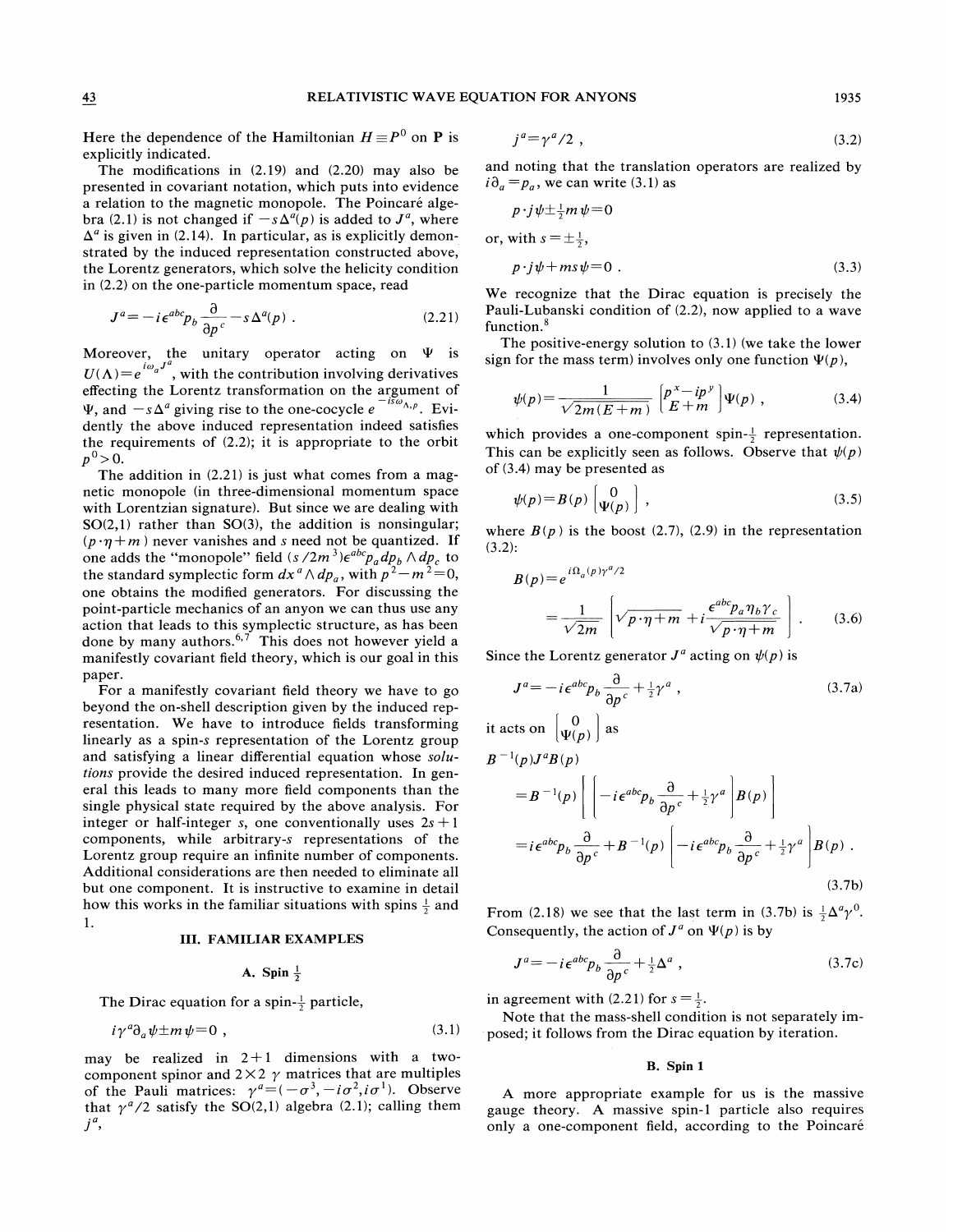Here the dependence of the Hamiltonian $H \equiv P^0$ on $\mathbf{P}$ is explicitly indicated.

The modifications in (2.19) and (2.20) may also be presented in covariant notation, which puts into evidence a relation to the magnetic monopole. The Poincaré algebra (2.1) is not changed if $-s\Delta^a(p)$ is added to $J^a$, where $\Delta^a$ is given in (2.14). In particular, as is explicitly demonstrated by the induced representation constructed above, the Lorentz generators, which solve the helicity condition in (2.2) on the one-particle momentum space, read

$$J^a = -i\epsilon^{abc} p_b \frac{\partial}{\partial p^c} - s\Delta^a(p) \ . \tag{2.21}$$

Moreover, the unitary operator acting on $\Psi$ is $U(\Lambda) = e^{i\omega_a J^a}$, with the contribution involving derivatives effecting the Lorentz transformation on the argument of $\Psi$, and $-s\Delta^a$ giving rise to the one-cocycle $e^{-is\omega_{\Lambda,p}}$. Evidently the above induced representation indeed satisfies the requirements of (2.2); it is appropriate to the orbit $p^0 > 0$.

The addition in (2.21) is just what comes from a magnetic monopole (in three-dimensional momentum space with Lorentzian signature). But since we are dealing with SO(2,1) rather than SO(3), the addition is nonsingular; $(p \cdot \eta + m)$ never vanishes and $s$ need not be quantized. If one adds the "monopole" field $(s/2m^3)\epsilon^{abc} p_a dp_b \wedge dp_c$ to the standard symplectic form $dx^a \wedge dp_a$, with $p^2 - m^2 = 0$, one obtains the modified generators. For discussing the point-particle mechanics of an anyon we can thus use any action that leads to this symplectic structure, as has been done by many authors.[6,7] This does not however yield a manifestly covariant field theory, which is our goal in this paper.

For a manifestly covariant field theory we have to go beyond the on-shell description given by the induced representation. We have to introduce fields transforming linearly as a spin-$s$ representation of the Lorentz group and satisfying a linear differential equation whose *solutions* provide the desired induced representation. In general this leads to many more field components than the single physical state required by the above analysis. For integer or half-integer $s$, one conventionally uses $2s+1$ components, while arbitrary-$s$ representations of the Lorentz group require an infinite number of components. Additional considerations are then needed to eliminate all but one component. It is instructive to examine in detail how this works in the familiar situations with spins $\frac{1}{2}$ and 1.

## III. FAMILIAR EXAMPLES

### A. Spin $\frac{1}{2}$

The Dirac equation for a spin-$\frac{1}{2}$ particle,

$$i\gamma^a \partial_a \psi \pm m\psi = 0 \ , \tag{3.1}$$

may be realized in 2+1 dimensions with a two-component spinor and $2\times 2$ $\gamma$ matrices that are multiples of the Pauli matrices: $\gamma^a = (-\sigma^3, -i\sigma^2, i\sigma^1)$. Observe that $\gamma^a/2$ satisfy the SO(2,1) algebra (2.1); calling them $j^a$,

$$j^a = \gamma^a/2 \ , \tag{3.2}$$

and noting that the translation operators are realized by $i\partial_a = p_a$, we can write (3.1) as

$$p \cdot j\psi \pm \tfrac{1}{2} m\psi = 0$$

or, with $s = \pm\frac{1}{2}$,

$$p \cdot j\psi + ms\psi = 0 \ . \tag{3.3}$$

We recognize that the Dirac equation is precisely the Pauli-Lubanski condition of (2.2), now applied to a wave function.[8]

The positive-energy solution to (3.1) (we take the lower sign for the mass term) involves only one function $\Psi(p)$,

$$\psi(p) = \frac{1}{\sqrt{2m(E+m)}} \begin{bmatrix} p^x - ip^y \\ E+m \end{bmatrix} \Psi(p) \ , \tag{3.4}$$

which provides a one-component spin-$\frac{1}{2}$ representation. This can be explicitly seen as follows. Observe that $\psi(p)$ of (3.4) may be presented as

$$\psi(p) = B(p) \begin{bmatrix} 0 \\ \Psi(p) \end{bmatrix} \ , \tag{3.5}$$

where $B(p)$ is the boost (2.7), (2.9) in the representation (3.2):

$$B(p) = e^{i\Omega_a(p)\gamma^a/2} = \frac{1}{\sqrt{2m}} \left[ \sqrt{p\cdot\eta + m} + i\frac{\epsilon^{abc} p_a \eta_b \gamma_c}{\sqrt{p\cdot\eta + m}} \right] \ . \tag{3.6}$$

Since the Lorentz generator $J^a$ acting on $\psi(p)$ is

$$J^a = -i\epsilon^{abc} p_b \frac{\partial}{\partial p^c} + \tfrac{1}{2}\gamma^a \ , \tag{3.7a}$$

it acts on $\begin{bmatrix} 0 \\ \Psi(p) \end{bmatrix}$ as

$$\begin{aligned} B^{-1}(p) J^a B(p) &= B^{-1}(p) \left[ \left[ -i\epsilon^{abc} p_b \frac{\partial}{\partial p^c} + \tfrac{1}{2}\gamma^a \right] B(p) \right] \\ &= i\epsilon^{abc} p_b \frac{\partial}{\partial p^c} + B^{-1}(p) \left[ -i\epsilon^{abc} p_b \frac{\partial}{\partial p^c} + \tfrac{1}{2}\gamma^a \right] B(p) \ . \end{aligned} \tag{3.7b}$$

From (2.18) we see that the last term in (3.7b) is $\frac{1}{2}\Delta^a\gamma^0$. Consequently, the action of $J^a$ on $\Psi(p)$ is by

$$J^a = -i\epsilon^{abc} p_b \frac{\partial}{\partial p^c} + \tfrac{1}{2}\Delta^a \ , \tag{3.7c}$$

in agreement with (2.21) for $s = \frac{1}{2}$.

Note that the mass-shell condition is not separately imposed; it follows from the Dirac equation by iteration.

### B. Spin 1

A more appropriate example for us is the massive gauge theory. A massive spin-1 particle also requires only a one-component field, according to the Poincaré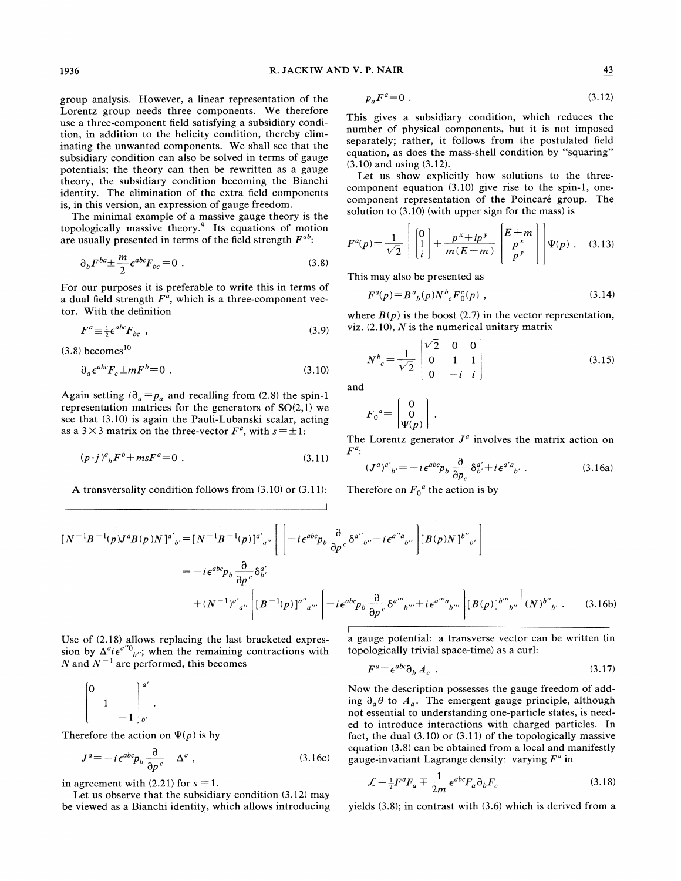group analysis. However, a linear representation of the Lorentz group needs three components. We therefore use a three-component field satisfying a subsidiary condition, in addition to the helicity condition, thereby eliminating the unwanted components. We shall see that the subsidiary condition can also be solved in terms of gauge potentials; the theory can then be rewritten as a gauge theory, the subsidiary condition becoming the Bianchi identity. The elimination of the extra field components is, in this version, an expression of gauge freedom.

The minimal example of a massive gauge theory is the topologically massive theory.[9] Its equations of motion are usually presented in terms of the field strength $F^{ab}$:

$$\partial_b F^{ba} \pm \frac{m}{2}\epsilon^{abc}F_{bc} = 0 \ . \tag{3.8}$$

For our purposes it is preferable to write this in terms of a dual field strength $F^a$, which is a three-component vector. With the definition

$$F^a \equiv \tfrac{1}{2}\epsilon^{abc}F_{bc} \ , \tag{3.9}$$

(3.8) becomes[10]

$$\partial_a \epsilon^{abc}F_c \pm mF^b = 0 \ . \tag{3.10}$$

Again setting $i\partial_a = p_a$ and recalling from (2.8) the spin-1 representation matrices for the generators of SO(2,1) we see that (3.10) is again the Pauli-Lubanski scalar, acting as a $3\times3$ matrix on the three-vector $F^a$, with $s=\pm1$:

$$(p\cdot j)^a{}_b F^b + msF^a = 0 \ . \tag{3.11}$$

A transversality condition follows from (3.10) or (3.11):

$$p_a F^a = 0 \ . \tag{3.12}$$

This gives a subsidiary condition, which reduces the number of physical components, but it is not imposed separately; rather, it follows from the postulated field equation, as does the mass-shell condition by "squaring" (3.10) and using (3.12).

Let us show explicitly how solutions to the three-component equation (3.10) give rise to the spin-1, one-component representation of the Poincaré group. The solution to (3.10) (with upper sign for the mass) is

$$F^a(p) = \frac{1}{\sqrt{2}}\left[\begin{bmatrix}0\\1\\i\end{bmatrix} + \frac{p^x+ip^y}{m(E+m)}\begin{bmatrix}E+m\\p^x\\p^y\end{bmatrix}\right]\Psi(p) \ . \tag{3.13}$$

This may also be presented as

$$F^a(p) = B^a{}_b(p)N^b{}_c F_0^c(p) \ , \tag{3.14}$$

where $B(p)$ is the boost (2.7) in the vector representation, viz. (2.10), $N$ is the numerical unitary matrix

$$N^b{}_c = \frac{1}{\sqrt{2}}\begin{bmatrix}\sqrt{2} & 0 & 0\\ 0 & 1 & 1\\ 0 & -i & i\end{bmatrix} \tag{3.15}$$

and

$$F_0{}^a = \begin{bmatrix}0\\0\\\Psi(p)\end{bmatrix} \ .$$

The Lorentz generator $J^a$ involves the matrix action on $F^a$:

$$(J^a)^{a'}{}_{b'} = -i\epsilon^{abc}p_b\frac{\partial}{\partial p_c}\delta^{a'}_{b'} + i\epsilon^{a'a}{}_{b'} \ . \tag{3.16a}$$

Therefore on $F_0{}^a$ the action is by

$$\begin{aligned}
[N^{-1}B^{-1}(p)J^aB(p)N]^{a'}{}_{b'} &= [N^{-1}B^{-1}(p)]^{a'}{}_{a''}\left[\left[-i\epsilon^{abc}p_b\frac{\partial}{\partial p^c}\delta^{a''}{}_{b''} + i\epsilon^{a''a}{}_{b''}\right][B(p)N]^{b''}{}_{b'}\right]\\
&= -i\epsilon^{abc}p_b\frac{\partial}{\partial p^c}\delta^{a'}_{b'}\\
&\quad + (N^{-1})^{a'}{}_{a''}\left[[B^{-1}(p)]^{a''}{}_{a'''}\left[-i\epsilon^{abc}p_b\frac{\partial}{\partial p^c}\delta^{a'''}{}_{b'''} + i\epsilon^{a'''a}{}_{b'''}\right][B(p)]^{b'''}{}_{b''}\right](N)^{b''}{}_{b'} \ .
\end{aligned} \tag{3.16b}$$

Use of (2.18) allows replacing the last bracketed expression by $\Delta^a i\epsilon^{a''0}{}_{b''}$; when the remaining contractions with $N$ and $N^{-1}$ are performed, this becomes

$$\begin{bmatrix}0 & & \\ & 1 & \\ & & -1\end{bmatrix}^{a'}_{b'} \ .$$

Therefore the action on $\Psi(p)$ is by

$$J^a = -i\epsilon^{abc}p_b\frac{\partial}{\partial p^c} - \Delta^a \ , \tag{3.16c}$$

in agreement with (2.21) for $s=1$.

Let us observe that the subsidiary condition (3.12) may be viewed as a Bianchi identity, which allows introducing a gauge potential: a transverse vector can be written (in topologically trivial space-time) as a curl:

$$F^a = \epsilon^{abc}\partial_b A_c \ . \tag{3.17}$$

Now the description possesses the gauge freedom of adding $\partial_a\theta$ to $A_a$. The emergent gauge principle, although not essential to understanding one-particle states, is needed to introduce interactions with charged particles. In fact, the dual (3.10) or (3.11) of the topologically massive equation (3.8) can be obtained from a local and manifestly gauge-invariant Lagrange density: varying $F^a$ in

$$\mathcal{L} = \tfrac{1}{2}F^aF_a \mp \frac{1}{2m}\epsilon^{abc}F_a\partial_bF_c \tag{3.18}$$

yields (3.8); in contrast with (3.6) which is derived from a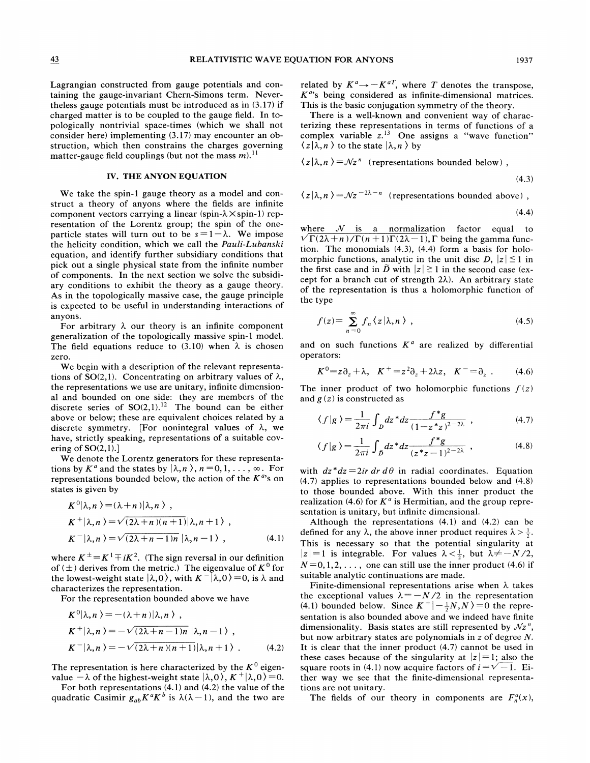Lagrangian constructed from gauge potentials and containing the gauge-invariant Chern-Simons term. Nevertheless gauge potentials must be introduced as in (3.17) if charged matter is to be coupled to the gauge field. In topologically nontrivial space-times (which we shall not consider here) implementing (3.17) may encounter an obstruction, which then constrains the charges governing matter-gauge field couplings (but not the mass $m$).[11]

## IV. THE ANYON EQUATION

We take the spin-1 gauge theory as a model and construct a theory of anyons where the fields are infinite component vectors carrying a linear (spin-$\lambda \times$spin-1) representation of the Lorentz group; the spin of the one-particle states will turn out to be $s=1-\lambda$. We impose the helicity condition, which we call the *Pauli-Lubanski* equation, and identify further subsidiary conditions that pick out a single physical state from the infinite number of components. In the next section we solve the subsidiary conditions to exhibit the theory as a gauge theory. As in the topologically massive case, the gauge principle is expected to be useful in understanding interactions of anyons.

For arbitrary $\lambda$ our theory is an infinite component generalization of the topologically massive spin-1 model. The field equations reduce to (3.10) when $\lambda$ is chosen zero.

We begin with a description of the relevant representations of SO(2,1). Concentrating on arbitrary values of $\lambda$, the representations we use are unitary, infinite dimensional and bounded on one side: they are members of the discrete series of SO(2,1).[12] The bound can be either above or below; these are equivalent choices related by a discrete symmetry. [For nonintegral values of $\lambda$, we have, strictly speaking, representations of a suitable covering of SO(2,1).]

We denote the Lorentz generators for these representations by $K^a$ and the states by $|\lambda,n\rangle$, $n=0,1,\ldots,\infty$. For representations bounded below, the action of the $K^a$'s on states is given by

$$K^0|\lambda,n\rangle=(\lambda+n)|\lambda,n\rangle\ ,$$

$$K^+|\lambda,n\rangle=\sqrt{(2\lambda+n)(n+1)}|\lambda,n+1\rangle\ ,$$

$$K^-|\lambda,n\rangle=\sqrt{(2\lambda+n-1)n}\ |\lambda,n-1\rangle\ , \tag{4.1}$$

where $K^{\pm}=K^1\mp iK^2$. (The sign reversal in our definition of $(\pm)$ derives from the metric.) The eigenvalue of $K^0$ for the lowest-weight state $|\lambda,0\rangle$, with $K^-|\lambda,0\rangle=0$, is $\lambda$ and characterizes the representation.

For the representation bounded above we have

$$K^0|\lambda,n\rangle=-(\lambda+n)|\lambda,n\rangle\ ,$$

$$K^+|\lambda,n\rangle=-\sqrt{(2\lambda+n-1)n}\ |\lambda,n-1\rangle\ ,$$

$$K^-|\lambda,n\rangle=-\sqrt{(2\lambda+n)(n+1)}|\lambda,n+1\rangle\ . \tag{4.2}$$

The representation is here characterized by the $K^0$ eigenvalue $-\lambda$ of the highest-weight state $|\lambda,0\rangle$, $K^+|\lambda,0\rangle=0$.

For both representations (4.1) and (4.2) the value of the quadratic Casimir $g_{ab}K^aK^b$ is $\lambda(\lambda-1)$, and the two are related by $K^a\to -K^{aT}$, where $T$ denotes the transpose, $K^a$'s being considered as infinite-dimensional matrices. This is the basic conjugation symmetry of the theory.

There is a well-known and convenient way of characterizing these representations in terms of functions of a complex variable $z$.[13] One assigns a "wave function" $\langle z|\lambda,n\rangle$ to the state $|\lambda,n\rangle$ by

$$\langle z|\lambda,n\rangle=\mathcal{N}z^n \ \text{(representations bounded below)}\ , \tag{4.3}$$

$$\langle z|\lambda,n\rangle=\mathcal{N}z^{-2\lambda-n}\ \text{(representations bounded above)}\ , \tag{4.4}$$

where $\mathcal{N}$ is a normalization factor equal to $\sqrt{\Gamma(2\lambda+n)/\Gamma(n+1)\Gamma(2\lambda-1)}$, $\Gamma$ being the gamma function. The monomials (4.3), (4.4) form a basis for holomorphic functions, analytic in the unit disc $D$, $|z|\le 1$ in the first case and in $\tilde{D}$ with $|z|\ge 1$ in the second case (except for a branch cut of strength $2\lambda$). An arbitrary state of the representation is thus a holomorphic function of the type

$$f(z)=\sum_{n=0}^{\infty} f_n\langle z|\lambda,n\rangle\ , \tag{4.5}$$

and on such functions $K^a$ are realized by differential operators:

$$K^0=z\partial_z+\lambda,\quad K^+=z^2\partial_z+2\lambda z,\quad K^-=\partial_z\ . \tag{4.6}$$

The inner product of two holomorphic functions $f(z)$ and $g(z)$ is constructed as

$$\langle f|g\rangle=\frac{1}{2\pi i}\int_D dz^*dz\frac{f^*g}{(1-z^*z)^{2-2\lambda}}\ , \tag{4.7}$$

$$\langle f|g\rangle=\frac{1}{2\pi i}\int_{\tilde{D}} dz^*dz\frac{f^*g}{(z^*z-1)^{2-2\lambda}}\ , \tag{4.8}$$

with $dz^*dz=2ir\,dr\,d\theta$ in radial coordinates. Equation (4.7) applies to representations bounded below and (4.8) to those bounded above. With this inner product the realization (4.6) for $K^a$ is Hermitian, and the group representation is unitary, but infinite dimensional.

Although the representations (4.1) and (4.2) can be defined for any $\lambda$, the above inner product requires $\lambda>\frac{1}{2}$. This is necessary so that the potential singularity at $|z|=1$ is integrable. For values $\lambda<\frac{1}{2}$, but $\lambda\neq -N/2$, $N=0,1,2,\ldots$, one can still use the inner product (4.6) if suitable analytic continuations are made.

Finite-dimensional representations arise when $\lambda$ takes the exceptional values $\lambda=-N/2$ in the representation (4.1) bounded below. Since $K^+|-\frac{1}{2}N,N\rangle=0$ the representation is also bounded above and we indeed have finite dimensionality. Basis states are still represented by $\mathcal{N}z^n$, but now arbitrary states are polynomials in $z$ of degree $N$. It is clear that the inner product (4.7) cannot be used in these cases because of the singularity at $|z|=1$; also the square roots in (4.1) now acquire factors of $i=\sqrt{-1}$. Either way we see that the finite-dimensional representations are not unitary.

The fields of our theory in components are $F_n^a(x)$,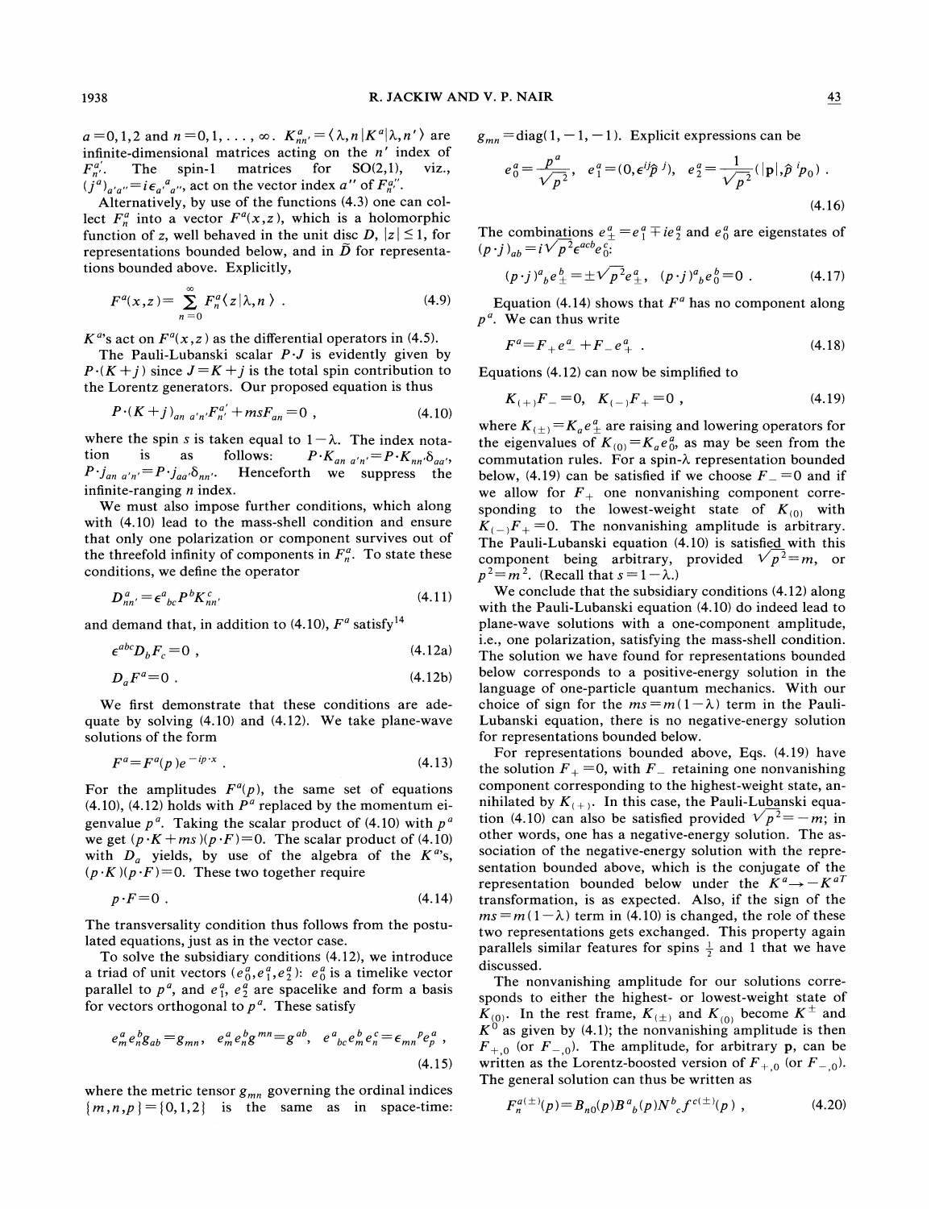$a=0,1,2$ and $n=0,1,\ldots,\infty$. $K^a_{nn'}=\langle\lambda,n|K^a|\lambda,n'\rangle$ are infinite-dimensional matrices acting on the $n'$ index of $F^{a'}_{n'}$. The spin-1 matrices for SO(2,1), viz., $(j^a)_{a'a''}=i\epsilon_{a'}{}^{a}{}_{a''}$, act on the vector index $a''$ of $F^{a''}_{n}$.

Alternatively, by use of the functions (4.3) one can collect $F^a_n$ into a vector $F^a(x,z)$, which is a holomorphic function of $z$, well behaved in the unit disc $D$, $|z|\le 1$, for representations bounded below, and in $\tilde{D}$ for representations bounded above. Explicitly,

$$F^a(x,z)=\sum_{n=0}^{\infty}F^a_n\langle z|\lambda,n\rangle \ . \tag{4.9}$$

$K^a$'s act on $F^a(x,z)$ as the differential operators in (4.5).

The Pauli-Lubanski scalar $P\cdot J$ is evidently given by $P\cdot(K+j)$ since $J=K+j$ is the total spin contribution to the Lorentz generators. Our proposed equation is thus

$$P\cdot(K+j)_{an\ a'n'}F^{a'}_{n'}+msF_{an}=0 \ , \tag{4.10}$$

where the spin $s$ is taken equal to $1-\lambda$. The index notation is as follows: $P\cdot K_{an\ a'n'}=P\cdot K_{nn'}\delta_{aa'}$, $P\cdot j_{an\ a'n'}=P\cdot j_{aa'}\delta_{nn'}$. Henceforth we suppress the infinite-ranging $n$ index.

We must also impose further conditions, which along with (4.10) lead to the mass-shell condition and ensure that only one polarization or component survives out of the threefold infinity of components in $F^a_n$. To state these conditions, we define the operator

$$D^a_{nn'}=\epsilon^a{}_{bc}P^bK^c_{nn'} \tag{4.11}$$

and demand that, in addition to (4.10), $F^a$ satisfy[14]

$$\epsilon^{abc}D_bF_c=0 \ , \tag{4.12a}$$

$$D_aF^a=0 \ . \tag{4.12b}$$

We first demonstrate that these conditions are adequate by solving (4.10) and (4.12). We take plane-wave solutions of the form

$$F^a=F^a(p)e^{-ip\cdot x} \ . \tag{4.13}$$

For the amplitudes $F^a(p)$, the same set of equations (4.10), (4.12) holds with $P^a$ replaced by the momentum eigenvalue $p^a$. Taking the scalar product of (4.10) with $p^a$ we get $(p\cdot K+ms)(p\cdot F)=0$. The scalar product of (4.10) with $D_a$ yields, by use of the algebra of the $K^a$'s, $(p\cdot K)(p\cdot F)=0$. These two together require

$$p\cdot F=0 \ . \tag{4.14}$$

The transversality condition thus follows from the postulated equations, just as in the vector case.

To solve the subsidiary conditions (4.12), we introduce a triad of unit vectors $(e^a_0,e^a_1,e^a_2)$: $e^a_0$ is a timelike vector parallel to $p^a$, and $e^a_1$, $e^a_2$ are spacelike and form a basis for vectors orthogonal to $p^a$. These satisfy

$$e^a_me^b_ng_{ab}=g_{mn}, \quad e^a_me^b_ng^{mn}=g^{ab}, \quad e^a{}_{bc}e^b_me^c_n=\epsilon_{mn}{}^pe^a_p \ , \tag{4.15}$$

where the metric tensor $g_{mn}$ governing the ordinal indices $\{m,n,p\}=\{0,1,2\}$ is the same as in space-time: $g_{mn}=\mathrm{diag}(1,-1,-1)$. Explicit expressions can be

$$e^a_0=\frac{p^a}{\sqrt{p^2}}, \quad e^a_1=(0,\epsilon^{ij}\hat{p}^{\,j}), \quad e^a_2=\frac{1}{\sqrt{p^2}}(|\mathbf{p}|,\hat{p}^{\,i}p_0) \ . \tag{4.16}$$

The combinations $e^a_\pm=e^a_1\mp ie^a_2$ and $e^a_0$ are eigenstates of $(p\cdot j)_{ab}=i\sqrt{p^2}\epsilon^{acb}e^c_0$:

$$(p\cdot j)^a{}_be^b_\pm=\pm\sqrt{p^2}e^a_\pm, \quad (p\cdot j)^a{}_be^b_0=0 \ . \tag{4.17}$$

Equation (4.14) shows that $F^a$ has no component along $p^a$. We can thus write

$$F^a=F_+e^a_-+F_-e^a_+ \ . \tag{4.18}$$

Equations (4.12) can now be simplified to

$$K_{(+)}F_-=0, \quad K_{(-)}F_+=0 \ , \tag{4.19}$$

where $K_{(\pm)}=K_ae^a_\pm$ are raising and lowering operators for the eigenvalues of $K_{(0)}=K_ae^a_0$, as may be seen from the commutation rules. For a spin-$\lambda$ representation bounded below, (4.19) can be satisfied if we choose $F_-=0$ and if we allow for $F_+$ one nonvanishing component corresponding to the lowest-weight state of $K_{(0)}$ with $K_{(-)}F_+=0$. The nonvanishing amplitude is arbitrary. The Pauli-Lubanski equation (4.10) is satisfied with this component being arbitrary, provided $\sqrt{p^2}=m$, or $p^2=m^2$. (Recall that $s=1-\lambda$.)

We conclude that the subsidiary conditions (4.12) along with the Pauli-Lubanski equation (4.10) do indeed lead to plane-wave solutions with a one-component amplitude, i.e., one polarization, satisfying the mass-shell condition. The solution we have found for representations bounded below corresponds to a positive-energy solution in the language of one-particle quantum mechanics. With our choice of sign for the $ms=m(1-\lambda)$ term in the Pauli-Lubanski equation, there is no negative-energy solution for representations bounded below.

For representations bounded above, Eqs. (4.19) have the solution $F_+=0$, with $F_-$ retaining one nonvanishing component corresponding to the highest-weight state, annihilated by $K_{(+)}$. In this case, the Pauli-Lubanski equation (4.10) can also be satisfied provided $\sqrt{p^2}=-m$; in other words, one has a negative-energy solution. The association of the negative-energy solution with the representation bounded above, which is the conjugate of the representation bounded below under the $K^a\to-K^{aT}$ transformation, is as expected. Also, if the sign of the $ms=m(1-\lambda)$ term in (4.10) is changed, the role of these two representations gets exchanged. This property again parallels similar features for spins $\frac{1}{2}$ and 1 that we have discussed.

The nonvanishing amplitude for our solutions corresponds to either the highest- or lowest-weight state of $K_{(0)}$. In the rest frame, $K_{(\pm)}$ and $K_{(0)}$ become $K^\pm$ and $K^0$ as given by (4.1); the nonvanishing amplitude is then $F_{+,0}$ (or $F_{-,0}$). The amplitude, for arbitrary $\mathbf{p}$, can be written as the Lorentz-boosted version of $F_{+,0}$ (or $F_{-,0}$). The general solution can thus be written as

$$F^{a(\pm)}_n(p)=B_{n0}(p)B^a{}_b(p)N^b{}_cf^{c(\pm)}(p) \ , \tag{4.20}$$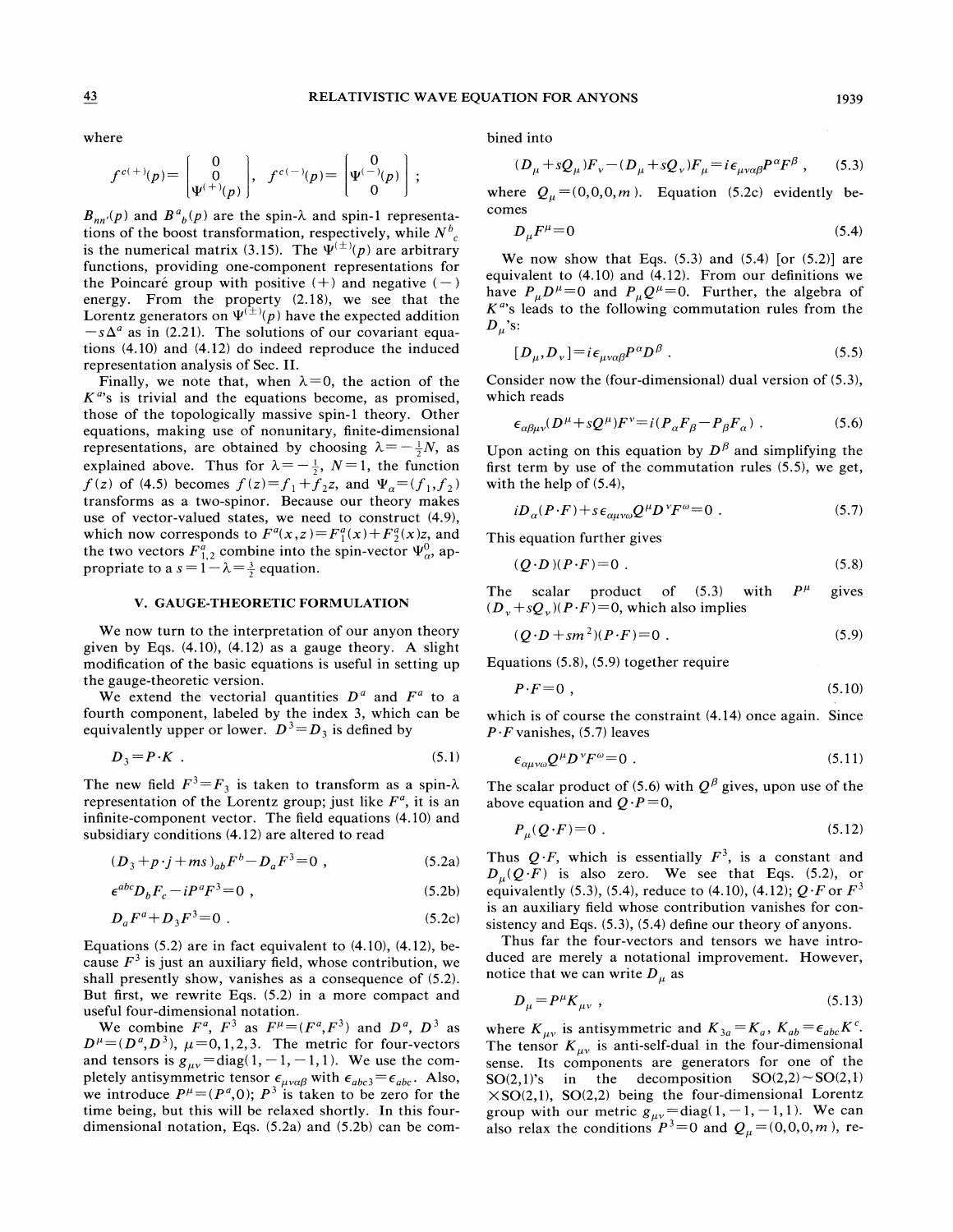where

$$f^{c(+)}(p)=\begin{bmatrix}0\\0\\\Psi^{(+)}(p)\end{bmatrix},\quad f^{c(-)}(p)=\begin{bmatrix}0\\\Psi^{(-)}(p)\\0\end{bmatrix};$$

$B_{nn'}(p)$ and $B^a{}_b(p)$ are the spin-$\lambda$ and spin-1 representations of the boost transformation, respectively, while $N^b{}_c$ is the numerical matrix (3.15). The $\Psi^{(\pm)}(p)$ are arbitrary functions, providing one-component representations for the Poincaré group with positive (+) and negative (−) energy. From the property (2.18), we see that the Lorentz generators on $\Psi^{(\pm)}(p)$ have the expected addition $-s\Delta^a$ as in (2.21). The solutions of our covariant equations (4.10) and (4.12) do indeed reproduce the induced representation analysis of Sec. II.

Finally, we note that, when $\lambda=0$, the action of the $K^a$'s is trivial and the equations become, as promised, those of the topologically massive spin-1 theory. Other equations, making use of nonunitary, finite-dimensional representations, are obtained by choosing $\lambda=-\frac{1}{2}N$, as explained above. Thus for $\lambda=-\frac{1}{2}$, $N=1$, the function $f(z)$ of (4.5) becomes $f(z)=f_1+f_2z$, and $\Psi_\alpha=(f_1,f_2)$ transforms as a two-spinor. Because our theory makes use of vector-valued states, we need to construct (4.9), which now corresponds to $F^a(x,z)=F_1^a(x)+F_2^a(x)z$, and the two vectors $F_{1,2}^a$ combine into the spin-vector $\Psi_\alpha^0$, appropriate to a $s=1-\lambda=\frac{3}{2}$ equation.

## V. GAUGE-THEORETIC FORMULATION

We now turn to the interpretation of our anyon theory given by Eqs. (4.10), (4.12) as a gauge theory. A slight modification of the basic equations is useful in setting up the gauge-theoretic version.

We extend the vectorial quantities $D^a$ and $F^a$ to a fourth component, labeled by the index 3, which can be equivalently upper or lower. $D^3=D_3$ is defined by

$$D_3=P\cdot K\ . \tag{5.1}$$

The new field $F^3=F_3$ is taken to transform as a spin-$\lambda$ representation of the Lorentz group; just like $F^a$, it is an infinite-component vector. The field equations (4.10) and subsidiary conditions (4.12) are altered to read

$$(D_3+p\cdot j+ms)_{ab}F^b-D_aF^3=0\ , \tag{5.2a}$$

$$\epsilon^{abc}D_bF_c-iP^aF^3=0\ , \tag{5.2b}$$

$$D_aF^a+D_3F^3=0\ . \tag{5.2c}$$

Equations (5.2) are in fact equivalent to (4.10), (4.12), because $F^3$ is just an auxiliary field, whose contribution, we shall presently show, vanishes as a consequence of (5.2). But first, we rewrite Eqs. (5.2) in a more compact and useful four-dimensional notation.

We combine $F^a$, $F^3$ as $F^\mu=(F^a,F^3)$ and $D^a$, $D^3$ as $D^\mu=(D^a,D^3)$, $\mu=0,1,2,3$. The metric for four-vectors and tensors is $g_{\mu\nu}=\mathrm{diag}(1,-1,-1,1)$. We use the completely antisymmetric tensor $\epsilon_{\mu\nu\alpha\beta}$ with $\epsilon_{abc3}=\epsilon_{abc}$. Also, we introduce $P^\mu=(P^a,0)$; $P^3$ is taken to be zero for the time being, but this will be relaxed shortly. In this four-dimensional notation, Eqs. (5.2a) and (5.2b) can be combined into

$$(D_\mu+sQ_\mu)F_\nu-(D_\mu+sQ_\nu)F_\mu=i\epsilon_{\mu\nu\alpha\beta}P^\alpha F^\beta\ , \tag{5.3}$$

where $Q_\mu=(0,0,0,m)$. Equation (5.2c) evidently becomes

$$D_\mu F^\mu=0 \tag{5.4}$$

We now show that Eqs. (5.3) and (5.4) [or (5.2)] are equivalent to (4.10) and (4.12). From our definitions we have $P_\mu D^\mu=0$ and $P_\mu Q^\mu=0$. Further, the algebra of $K^a$'s leads to the following commutation rules from the $D_\mu$'s:

$$[D_\mu,D_\nu]=i\epsilon_{\mu\nu\alpha\beta}P^\alpha D^\beta\ . \tag{5.5}$$

Consider now the (four-dimensional) dual version of (5.3), which reads

$$\epsilon_{\alpha\beta\mu\nu}(D^\mu+sQ^\mu)F^\nu=i(P_\alpha F_\beta-P_\beta F_\alpha)\ . \tag{5.6}$$

Upon acting on this equation by $D^\beta$ and simplifying the first term by use of the commutation rules (5.5), we get, with the help of (5.4),

$$iD_\alpha(P\cdot F)+s\epsilon_{\alpha\mu\nu\omega}Q^\mu D^\nu F^\omega=0\ . \tag{5.7}$$

This equation further gives

$$(Q\cdot D)(P\cdot F)=0\ . \tag{5.8}$$

The scalar product of (5.3) with $P^\mu$ gives $(D_\nu+sQ_\nu)(P\cdot F)=0$, which also implies

$$(Q\cdot D+sm^2)(P\cdot F)=0\ . \tag{5.9}$$

Equations (5.8), (5.9) together require

$$P\cdot F=0\ , \tag{5.10}$$

which is of course the constraint (4.14) once again. Since $P\cdot F$ vanishes, (5.7) leaves

$$\epsilon_{\alpha\mu\nu\omega}Q^\mu D^\nu F^\omega=0\ . \tag{5.11}$$

The scalar product of (5.6) with $Q^\beta$ gives, upon use of the above equation and $Q\cdot P=0$,

$$P_\mu(Q\cdot F)=0\ . \tag{5.12}$$

Thus $Q\cdot F$, which is essentially $F^3$, is a constant and $D_\mu(Q\cdot F)$ is also zero. We see that Eqs. (5.2), or equivalently (5.3), (5.4), reduce to (4.10), (4.12); $Q\cdot F$ or $F^3$ is an auxiliary field whose contribution vanishes for consistency and Eqs. (5.3), (5.4) define our theory of anyons.

Thus far the four-vectors and tensors we have introduced are merely a notational improvement. However, notice that we can write $D_\mu$ as

$$D_\mu=P^\mu K_{\mu\nu}\ , \tag{5.13}$$

where $K_{\mu\nu}$ is antisymmetric and $K_{3a}=K_a$, $K_{ab}=\epsilon_{abc}K^c$. The tensor $K_{\mu\nu}$ is anti-self-dual in the four-dimensional sense. Its components are generators for one of the SO(2,1)'s in the decomposition SO(2,2)∼SO(2,1)×SO(2,1), SO(2,2) being the four-dimensional Lorentz group with our metric $g_{\mu\nu}=\mathrm{diag}(1,-1,-1,1)$. We can also relax the conditions $P^3=0$ and $Q_\mu=(0,0,0,m)$, re-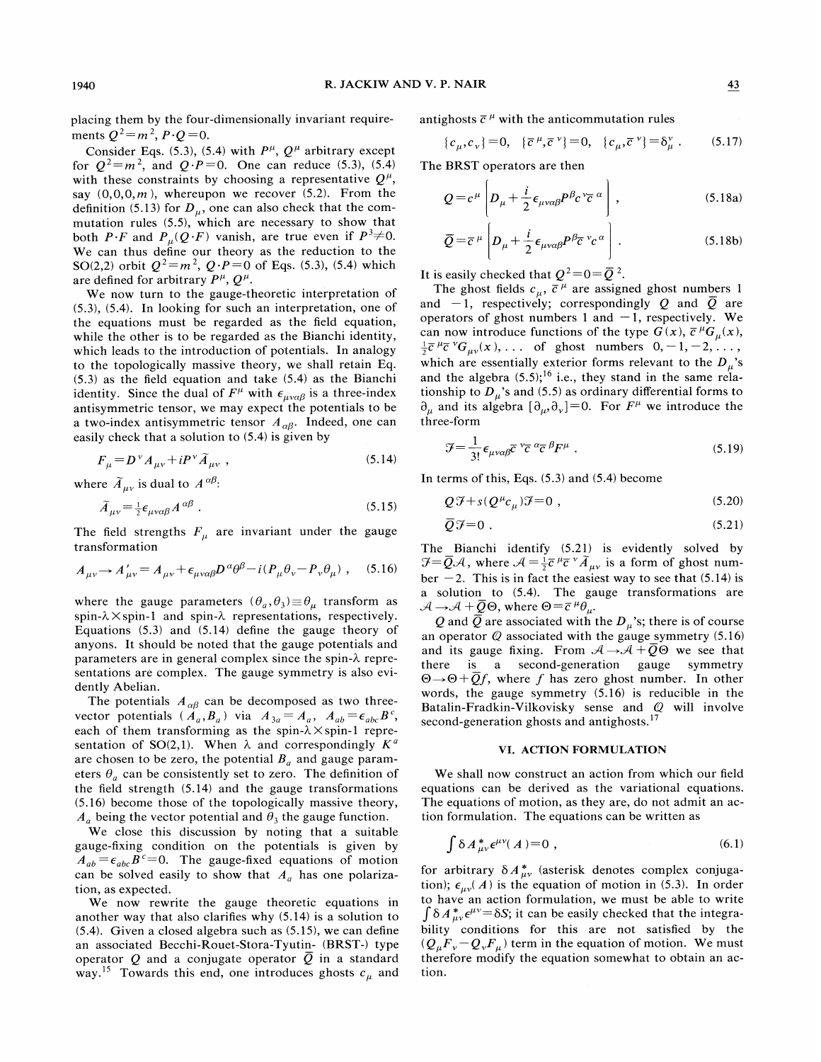placing them by the four-dimensionally invariant requirements $Q^2=m^2$, $P\cdot Q=0$.

Consider Eqs. (5.3), (5.4) with $P^\mu$, $Q^\mu$ arbitrary except for $Q^2=m^2$, and $Q\cdot P=0$. One can reduce (5.3), (5.4) with these constraints by choosing a representative $Q^\mu$, say $(0,0,0,m)$, whereupon we recover (5.2). From the definition (5.13) for $D_\mu$, one can also check that the commutation rules (5.5), which are necessary to show that both $P\cdot F$ and $P_\mu(Q\cdot F)$ vanish, are true even if $P^3\neq 0$. We can thus define our theory as the reduction to the SO(2,2) orbit $Q^2=m^2$, $Q\cdot P=0$ of Eqs. (5.3), (5.4) which are defined for arbitrary $P^\mu$, $Q^\mu$.

We now turn to the gauge-theoretic interpretation of (5.3), (5.4). In looking for such an interpretation, one of the equations must be regarded as the field equation, while the other is to be regarded as the Bianchi identity, which leads to the introduction of potentials. In analogy to the topologically massive theory, we shall retain Eq. (5.3) as the field equation and take (5.4) as the Bianchi identity. Since the dual of $F^\mu$ with $\epsilon_{\mu\nu\alpha\beta}$ is a three-index antisymmetric tensor, we may expect the potentials to be a two-index antisymmetric tensor $A_{\alpha\beta}$. Indeed, one can easily check that a solution to (5.4) is given by

$$F_\mu = D^\nu A_{\mu\nu} + iP^\nu \tilde{A}_{\mu\nu} \ , \tag{5.14}$$

where $\tilde{A}_{\mu\nu}$ is dual to $A^{\alpha\beta}$:

$$\tilde{A}_{\mu\nu}=\tfrac{1}{2}\epsilon_{\mu\nu\alpha\beta}A^{\alpha\beta} \ . \tag{5.15}$$

The field strengths $F_\mu$ are invariant under the gauge transformation

$$A_{\mu\nu}\to A'_{\mu\nu}=A_{\mu\nu}+\epsilon_{\mu\nu\alpha\beta}D^\alpha\theta^\beta - i(P_\mu\theta_\nu - P_\nu\theta_\mu) \ , \tag{5.16}$$

where the gauge parameters $(\theta_a,\theta_3)\equiv\theta_\mu$ transform as spin-$\lambda\times$spin-1 and spin-$\lambda$ representations, respectively. Equations (5.3) and (5.14) define the gauge theory of anyons. It should be noted that the gauge potentials and parameters are in general complex since the spin-$\lambda$ representations are complex. The gauge symmetry is also evidently Abelian.

The potentials $A_{\alpha\beta}$ can be decomposed as two three-vector potentials $(A_a,B_a)$ via $A_{3a}=A_a$, $A_{ab}=\epsilon_{abc}B^c$, each of them transforming as the spin-$\lambda\times$spin-1 representation of SO(2,1). When $\lambda$ and correspondingly $K^a$ are chosen to be zero, the potential $B_a$ and gauge parameters $\theta_a$ can be consistently set to zero. The definition of the field strength (5.14) and the gauge transformations (5.16) become those of the topologically massive theory, $A_a$ being the vector potential and $\theta_3$ the gauge function.

We close this discussion by noting that a suitable gauge-fixing condition on the potentials is given by $A_{ab}=\epsilon_{abc}B^c=0$. The gauge-fixed equations of motion can be solved easily to show that $A_a$ has one polarization, as expected.

We now rewrite the gauge theoretic equations in another way that also clarifies why (5.14) is a solution to (5.4). Given a closed algebra such as (5.15), we can define an associated Becchi-Rouet-Stora-Tyutin- (BRST-) type operator $Q$ and a conjugate operator $\bar{Q}$ in a standard way.[15] Towards this end, one introduces ghosts $c_\mu$ and antighosts $\bar{c}^\mu$ with the anticommutation rules

$$\{c_\mu,c_\nu\}=0,\quad \{\bar{c}^\mu,\bar{c}^\nu\}=0,\quad \{c_\mu,\bar{c}^\nu\}=\delta_\mu^\nu \ . \tag{5.17}$$

The BRST operators are then

$$Q=c^\mu\left[D_\mu+\frac{i}{2}\epsilon_{\mu\nu\alpha\beta}P^\beta c^\nu \bar{c}^\alpha\right] , \tag{5.18a}$$

$$\bar{Q}=\bar{c}^\mu\left[D_\mu+\frac{i}{2}\epsilon_{\mu\nu\alpha\beta}P^\beta \bar{c}^\nu c^\alpha\right] . \tag{5.18b}$$

It is easily checked that $Q^2=0=\bar{Q}^2$.

The ghost fields $c_\mu$, $\bar{c}^\mu$ are assigned ghost numbers 1 and $-1$, respectively; correspondingly $Q$ and $\bar{Q}$ are operators of ghost numbers 1 and $-1$, respectively. We can now introduce functions of the type $G(x)$, $\bar{c}^\mu G_\mu(x)$, $\frac{1}{2}\bar{c}^\mu\bar{c}^\nu G_{\mu\nu}(x),\ldots$ of ghost numbers $0,-1,-2,\ldots$, which are essentially exterior forms relevant to the $D_\mu$'s and the algebra (5.5);[16] i.e., they stand in the same relationship to $D_\mu$'s and (5.5) as ordinary differential forms to $\partial_\mu$ and its algebra $[\partial_\mu,\partial_\nu]=0$. For $F^\mu$ we introduce the three-form

$$\mathcal{F}=\frac{1}{3!}\epsilon_{\mu\nu\alpha\beta}\bar{c}^\nu\bar{c}^\alpha\bar{c}^\beta F^\mu \ . \tag{5.19}$$

In terms of this, Eqs. (5.3) and (5.4) become

$$Q\mathcal{F}+s(Q^\mu c_\mu)\mathcal{F}=0 \ , \tag{5.20}$$

$$\bar{Q}\mathcal{F}=0 \ . \tag{5.21}$$

The Bianchi identify (5.21) is evidently solved by $\mathcal{F}=\bar{Q}\mathcal{A}$, where $\mathcal{A}=\frac{1}{2}\bar{c}^\mu\bar{c}^\nu\tilde{A}_{\mu\nu}$ is a form of ghost number $-2$. This is in fact the easiest way to see that (5.14) is a solution to (5.4). The gauge transformations are $\mathcal{A}\to\mathcal{A}+\bar{Q}\Theta$, where $\Theta=\bar{c}^\mu\theta_\mu$.

$Q$ and $\bar{Q}$ are associated with the $D_\mu$'s; there is of course an operator $\mathbb{Q}$ associated with the gauge symmetry (5.16) and its gauge fixing. From $\mathcal{A}\to\mathcal{A}+\bar{Q}\Theta$ we see that there is a second-generation gauge symmetry $\Theta\to\Theta+\bar{Q}f$, where $f$ has zero ghost number. In other words, the gauge symmetry (5.16) is reducible in the Batalin-Fradkin-Vilkovisky sense and $\mathbb{Q}$ will involve second-generation ghosts and antighosts.[17]

## VI. ACTION FORMULATION

We shall now construct an action from which our field equations can be derived as the variational equations. The equations of motion, as they are, do not admit an action formulation. The equations can be written as

$$\int \delta A^*_{\mu\nu}\epsilon^{\mu\nu}(A)=0 \ , \tag{6.1}$$

for arbitrary $\delta A^*_{\mu\nu}$ (asterisk denotes complex conjugation); $\epsilon_{\mu\nu}(A)$ is the equation of motion in (5.3). In order to have an action formulation, we must be able to write $\int\delta A^*_{\mu\nu}\epsilon^{\mu\nu}=\delta S$; it can be easily checked that the integrability conditions for this are not satisfied by the $(Q_\mu F_\nu - Q_\nu F_\mu)$ term in the equation of motion. We must therefore modify the equation somewhat to obtain an action.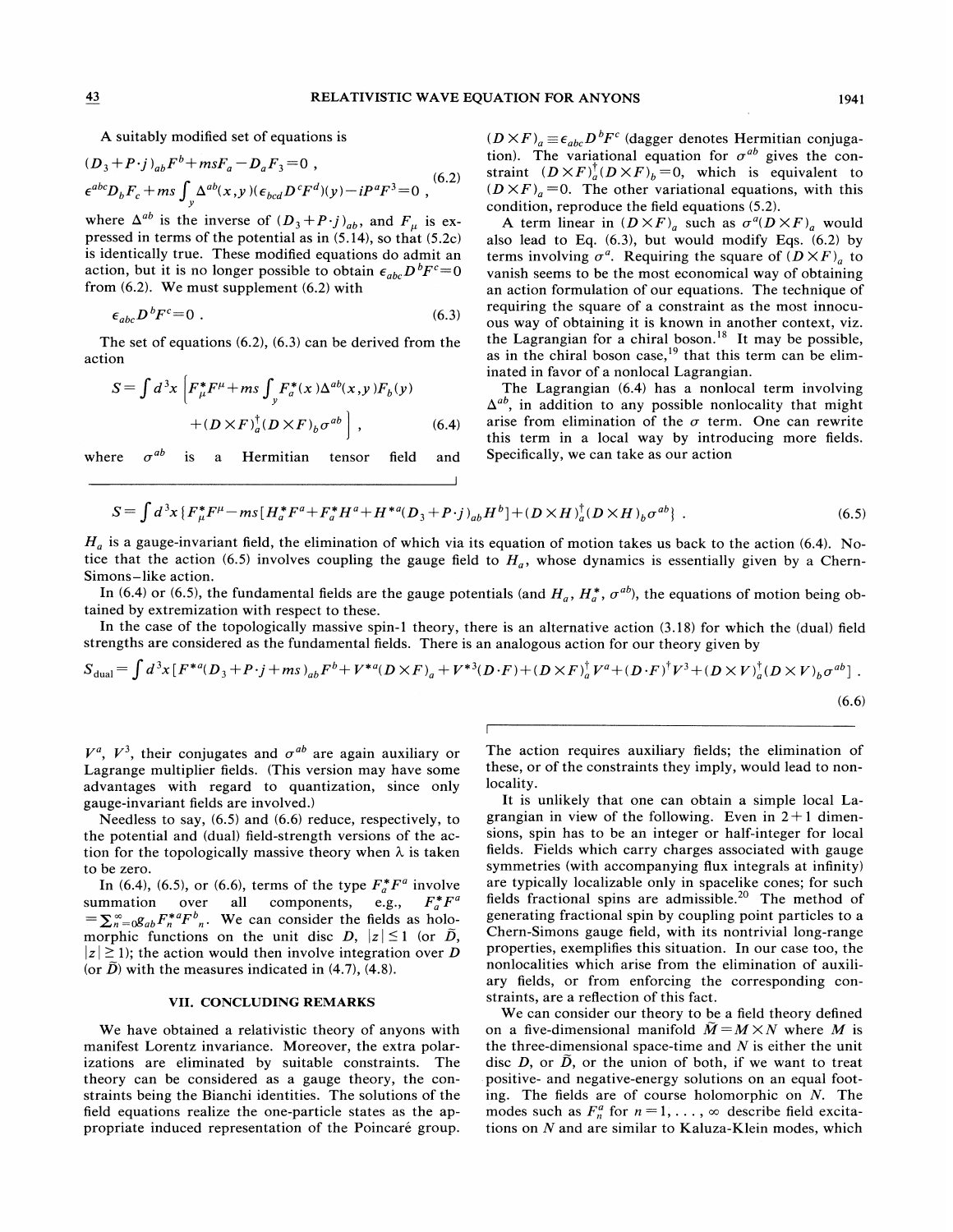A suitably modified set of equations is

$$
\begin{aligned}
&(D_3+P\cdot j)_{ab}F^b+msF_a-D_aF_3=0\ ,\\
&\epsilon^{abc}D_bF_c+ms\int_y \Delta^{ab}(x,y)(\epsilon_{bcd}D^cF^d)(y)-iP^aF^3=0\ ,
\end{aligned}
\tag{6.2}
$$

where $\Delta^{ab}$ is the inverse of $(D_3+P\cdot j)_{ab}$, and $F_\mu$ is expressed in terms of the potential as in (5.14), so that (5.2c) is identically true. These modified equations do admit an action, but it is no longer possible to obtain $\epsilon_{abc}D^bF^c=0$ from (6.2). We must supplement (6.2) with

$$
\epsilon_{abc}D^bF^c=0\ . \tag{6.3}
$$

The set of equations (6.2), (6.3) can be derived from the action

$$
S=\int d^3x\left[F_\mu^*F^\mu+ms\int_y F_a^*(x)\Delta^{ab}(x,y)F_b(y)+(D\times F)_a^\dagger(D\times F)_b\sigma^{ab}\right], \tag{6.4}
$$

where $\sigma^{ab}$ is a Hermitian tensor field and $(D\times F)_a\equiv\epsilon_{abc}D^bF^c$ (dagger denotes Hermitian conjugation). The variational equation for $\sigma^{ab}$ gives the constraint $(D\times F)_a^\dagger(D\times F)_b=0$, which is equivalent to $(D\times F)_a=0$. The other variational equations, with this condition, reproduce the field equations (5.2).

A term linear in $(D\times F)_a$ such as $\sigma^a(D\times F)_a$ would also lead to Eq. (6.3), but would modify Eqs. (6.2) by terms involving $\sigma^a$. Requiring the square of $(D\times F)_a$ to vanish seems to be the most economical way of obtaining an action formulation of our equations. The technique of requiring the square of a constraint as the most innocuous way of obtaining it is known in another context, viz. the Lagrangian for a chiral boson.[18] It may be possible, as in the chiral boson case,[19] that this term can be eliminated in favor of a nonlocal Lagrangian.

The Lagrangian (6.4) has a nonlocal term involving $\Delta^{ab}$, in addition to any possible nonlocality that might arise from elimination of the $\sigma$ term. One can rewrite this term in a local way by introducing more fields. Specifically, we can take as our action

$$
S=\int d^3x\{F_\mu^*F^\mu-ms[H_a^*F^a+F_a^*H^a+H^{*a}(D_3+P\cdot j)_{ab}H^b]+(D\times H)_a^\dagger(D\times H)_b\sigma^{ab}\}\ . \tag{6.5}
$$

$H_a$ is a gauge-invariant field, the elimination of which via its equation of motion takes us back to the action (6.4). Notice that the action (6.5) involves coupling the gauge field to $H_a$, whose dynamics is essentially given by a Chern-Simons–like action.

In (6.4) or (6.5), the fundamental fields are the gauge potentials (and $H_a$, $H_a^*$, $\sigma^{ab}$), the equations of motion being obtained by extremization with respect to these.

In the case of the topologically massive spin-1 theory, there is an alternative action (3.18) for which the (dual) field strengths are considered as the fundamental fields. There is an analogous action for our theory given by

$$
S_{\text{dual}}=\int d^3x[F^{*a}(D_3+P\cdot j+ms)_{ab}F^b+V^{*a}(D\times F)_a+V^{*3}(D\cdot F)+(D\times F)_a^\dagger V^a+(D\cdot F)^\dagger V^3+(D\times V)_a^\dagger(D\times V)_b\sigma^{ab}]\ . \tag{6.6}
$$

$V^a$, $V^3$, their conjugates and $\sigma^{ab}$ are again auxiliary or Lagrange multiplier fields. (This version may have some advantages with regard to quantization, since only gauge-invariant fields are involved.)

Needless to say, (6.5) and (6.6) reduce, respectively, to the potential and (dual) field-strength versions of the action for the topologically massive theory when $\lambda$ is taken to be zero.

In (6.4), (6.5), or (6.6), terms of the type $F_a^*F^a$ involve summation over all components, e.g., $F_a^*F^a=\sum_{n=0}^{\infty}g_{ab}F_n^{*a}F^b{}_n$. We can consider the fields as holomorphic functions on the unit disc $D$, $|z|\le 1$ (or $\tilde{D}$, $|z|\ge 1$); the action would then involve integration over $D$ (or $\tilde{D}$) with the measures indicated in (4.7), (4.8).

## VII. CONCLUDING REMARKS

We have obtained a relativistic theory of anyons with manifest Lorentz invariance. Moreover, the extra polarizations are eliminated by suitable constraints. The theory can be considered as a gauge theory, the constraints being the Bianchi identities. The solutions of the field equations realize the one-particle states as the appropriate induced representation of the Poincaré group. The action requires auxiliary fields; the elimination of these, or of the constraints they imply, would lead to nonlocality.

It is unlikely that one can obtain a simple local Lagrangian in view of the following. Even in 2+1 dimensions, spin has to be an integer or half-integer for local fields. Fields which carry charges associated with gauge symmetries (with accompanying flux integrals at infinity) are typically localizable only in spacelike cones; for such fields fractional spins are admissible.[20] The method of generating fractional spin by coupling point particles to a Chern-Simons gauge field, with its nontrivial long-range properties, exemplifies this situation. In our case too, the nonlocalities which arise from the elimination of auxiliary fields, or from enforcing the corresponding constraints, are a reflection of this fact.

We can consider our theory to be a field theory defined on a five-dimensional manifold $\tilde{M}=M\times N$ where $M$ is the three-dimensional space-time and $N$ is either the unit disc $D$, or $\tilde{D}$, or the union of both, if we want to treat positive- and negative-energy solutions on an equal footing. The fields are of course holomorphic on $N$. The modes such as $F_n^a$ for $n=1,\ldots,\infty$ describe field excitations on $N$ and are similar to Kaluza-Klein modes, which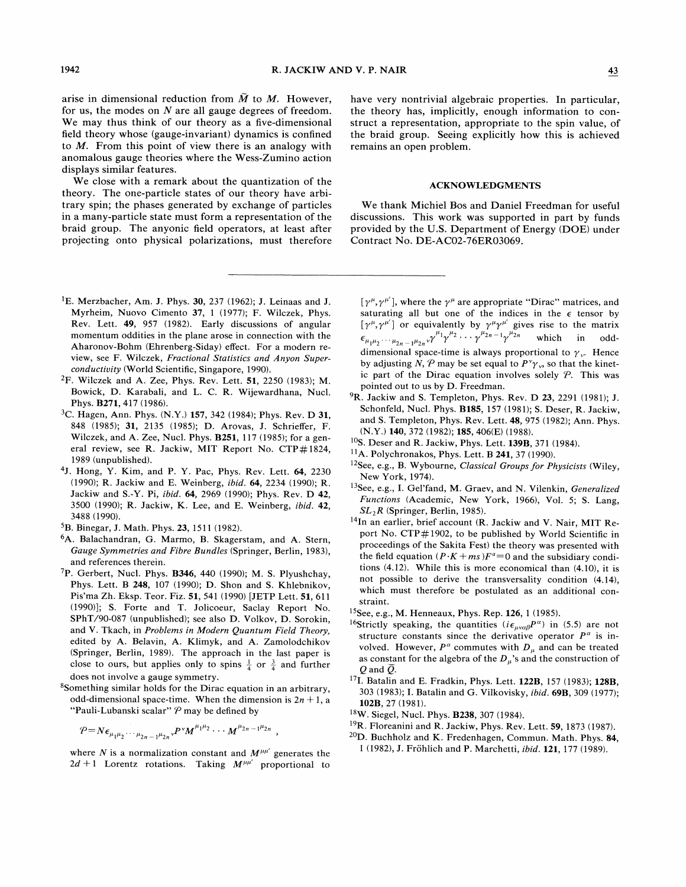arise in dimensional reduction from $\tilde{M}$ to $M$. However, for us, the modes on $N$ are all gauge degrees of freedom. We may thus think of our theory as a five-dimensional field theory whose (gauge-invariant) dynamics is confined to $M$. From this point of view there is an analogy with anomalous gauge theories where the Wess-Zumino action displays similar features.

We close with a remark about the quantization of the theory. The one-particle states of our theory have arbitrary spin; the phases generated by exchange of particles in a many-particle state must form a representation of the braid group. The anyonic field operators, at least after projecting onto physical polarizations, must therefore have very nontrivial algebraic properties. In particular, the theory has, implicitly, enough information to construct a representation, appropriate to the spin value, of the braid group. Seeing explicitly how this is achieved remains an open problem.

## ACKNOWLEDGMENTS

We thank Michiel Bos and Daniel Freedman for useful discussions. This work was supported in part by funds provided by the U.S. Department of Energy (DOE) under Contract No. DE-AC02-76ER03069.

---

[1]E. Merzbacher, Am. J. Phys. **30**, 237 (1962); J. Leinaas and J. Myrheim, Nuovo Cimento **37**, 1 (1977); F. Wilczek, Phys. Rev. Lett. **49**, 957 (1982). Early discussions of angular momentum oddities in the plane arose in connection with the Aharonov-Bohm (Ehrenberg-Siday) effect. For a modern review, see F. Wilczek, *Fractional Statistics and Anyon Superconductivity* (World Scientific, Singapore, 1990).

[2]F. Wilczek and A. Zee, Phys. Rev. Lett. **51**, 2250 (1983); M. Bowick, D. Karabali, and L. C. R. Wijewardhana, Nucl. Phys. **B271**, 417 (1986).

[3]C. Hagen, Ann. Phys. (N.Y.) **157**, 342 (1984); Phys. Rev. D **31**, 848 (1985); **31**, 2135 (1985); D. Arovas, J. Schrieffer, F. Wilczek, and A. Zee, Nucl. Phys. **B251**, 117 (1985); for a general review, see R. Jackiw, MIT Report No. CTP#1824, 1989 (unpublished).

[4]J. Hong, Y. Kim, and P. Y. Pac, Phys. Rev. Lett. **64**, 2230 (1990); R. Jackiw and E. Weinberg, *ibid.* **64**, 2234 (1990); R. Jackiw and S.-Y. Pi, *ibid.* **64**, 2969 (1990); Phys. Rev. D **42**, 3500 (1990); R. Jackiw, K. Lee, and E. Weinberg, *ibid.* **42**, 3488 (1990).

[5]B. Binegar, J. Math. Phys. **23**, 1511 (1982).

[6]A. Balachandran, G. Marmo, B. Skagerstam, and A. Stern, *Gauge Symmetries and Fibre Bundles* (Springer, Berlin, 1983), and references therein.

[7]P. Gerbert, Nucl. Phys. **B346**, 440 (1990); M. S. Plyushchay, Phys. Lett. B **248**, 107 (1990); D. Shon and S. Khlebnikov, Pis'ma Zh. Eksp. Teor. Fiz. **51**, 541 (1990) [JETP Lett. **51**, 611 (1990)]; S. Forte and T. Jolicoeur, Saclay Report No. SPhT/90-087 (unpublished); see also D. Volkov, D. Sorokin, and V. Tkach, in *Problems in Modern Quantum Field Theory*, edited by A. Belavin, A. Klimyk, and A. Zamolodchikov (Springer, Berlin, 1989). The approach in the last paper is close to ours, but applies only to spins $\frac{1}{4}$ or $\frac{3}{4}$ and further does not involve a gauge symmetry.

[8]Something similar holds for the Dirac equation in an arbitrary, odd-dimensional space-time. When the dimension is $2n+1$, a "Pauli-Lubanski scalar" $\mathcal{P}$ may be defined by

$$\mathcal{P}=N\epsilon_{\mu_1\mu_2\cdots\mu_{2n-1}\mu_{2n}\nu}P^{\nu}M^{\mu_1\mu_2}\cdots M^{\mu_{2n-1}\mu_{2n}} ,$$

where $N$ is a normalization constant and $M^{\mu\mu'}$ generates the $2d+1$ Lorentz rotations. Taking $M^{\mu\mu'}$ proportional to $[\gamma^{\mu},\gamma^{\mu'}]$, where the $\gamma^{\mu}$ are appropriate "Dirac" matrices, and saturating all but one of the indices in the $\epsilon$ tensor by $[\gamma^{\mu},\gamma^{\mu'}]$ or equivalently by $\gamma^{\mu}\gamma^{\mu'}$ gives rise to the matrix $\epsilon_{\mu_1\mu_2\cdots\mu_{2n-1}\mu_{2n}\nu}\gamma^{\mu_1}\gamma^{\mu_2}\cdots\gamma^{\mu_{2n-1}}\gamma^{\mu_{2n}}$ which in odd-dimensional space-time is always proportional to $\gamma_{\nu}$. Hence by adjusting $N$, $\mathcal{P}$ may be set equal to $P^{\nu}\gamma_{\nu}$, so that the kinetic part of the Dirac equation involves solely $\mathcal{P}$. This was pointed out to us by D. Freedman.

[9]R. Jackiw and S. Templeton, Phys. Rev. D **23**, 2291 (1981); J. Schonfeld, Nucl. Phys. **B185**, 157 (1981); S. Deser, R. Jackiw, and S. Templeton, Phys. Rev. Lett. **48**, 975 (1982); Ann. Phys. (N.Y.) **140**, 372 (1982); **185**, 406(E) (1988).

[10]S. Deser and R. Jackiw, Phys. Lett. **139B**, 371 (1984).

[11]A. Polychronakos, Phys. Lett. B **241**, 37 (1990).

[12]See, e.g., B. Wybourne, *Classical Groups for Physicists* (Wiley, New York, 1974).

[13]See, e.g., I. Gel'fand, M. Graev, and N. Vilenkin, *Generalized Functions* (Academic, New York, 1966), Vol. 5; S. Lang, $SL_2R$ (Springer, Berlin, 1985).

[14]In an earlier, brief account (R. Jackiw and V. Nair, MIT Report No. CTP#1902, to be published by World Scientific in proceedings of the Sakita Fest) the theory was presented with the field equation $(P\cdot K+ms)F^{a}=0$ and the subsidiary conditions (4.12). While this is more economical than (4.10), it is not possible to derive the transversality condition (4.14), which must therefore be postulated as an additional constraint.

[15]See, e.g., M. Henneaux, Phys. Rep. **126**, 1 (1985).

[16]Strictly speaking, the quantities $(i\epsilon_{\mu\nu\alpha\beta}P^{\alpha})$ in (5.5) are not structure constants since the derivative operator $P^{\alpha}$ is involved. However, $P^{\alpha}$ commutes with $D_{\mu}$ and can be treated as constant for the algebra of the $D_{\mu}$'s and the construction of $Q$ and $\bar{Q}$.

[17]I. Batalin and E. Fradkin, Phys. Lett. **122B**, 157 (1983); **128B**, 303 (1983); I. Batalin and G. Vilkovisky, *ibid.* **69B**, 309 (1977); **102B**, 27 (1981).

[18]W. Siegel, Nucl. Phys. **B238**, 307 (1984).

[19]R. Floreanini and R. Jackiw, Phys. Rev. Lett. **59**, 1873 (1987).

[20]D. Buchholz and K. Fredenhagen, Commun. Math. Phys. **84**, 1 (1982), J. Fröhlich and P. Marchetti, *ibid.* **121**, 177 (1989).